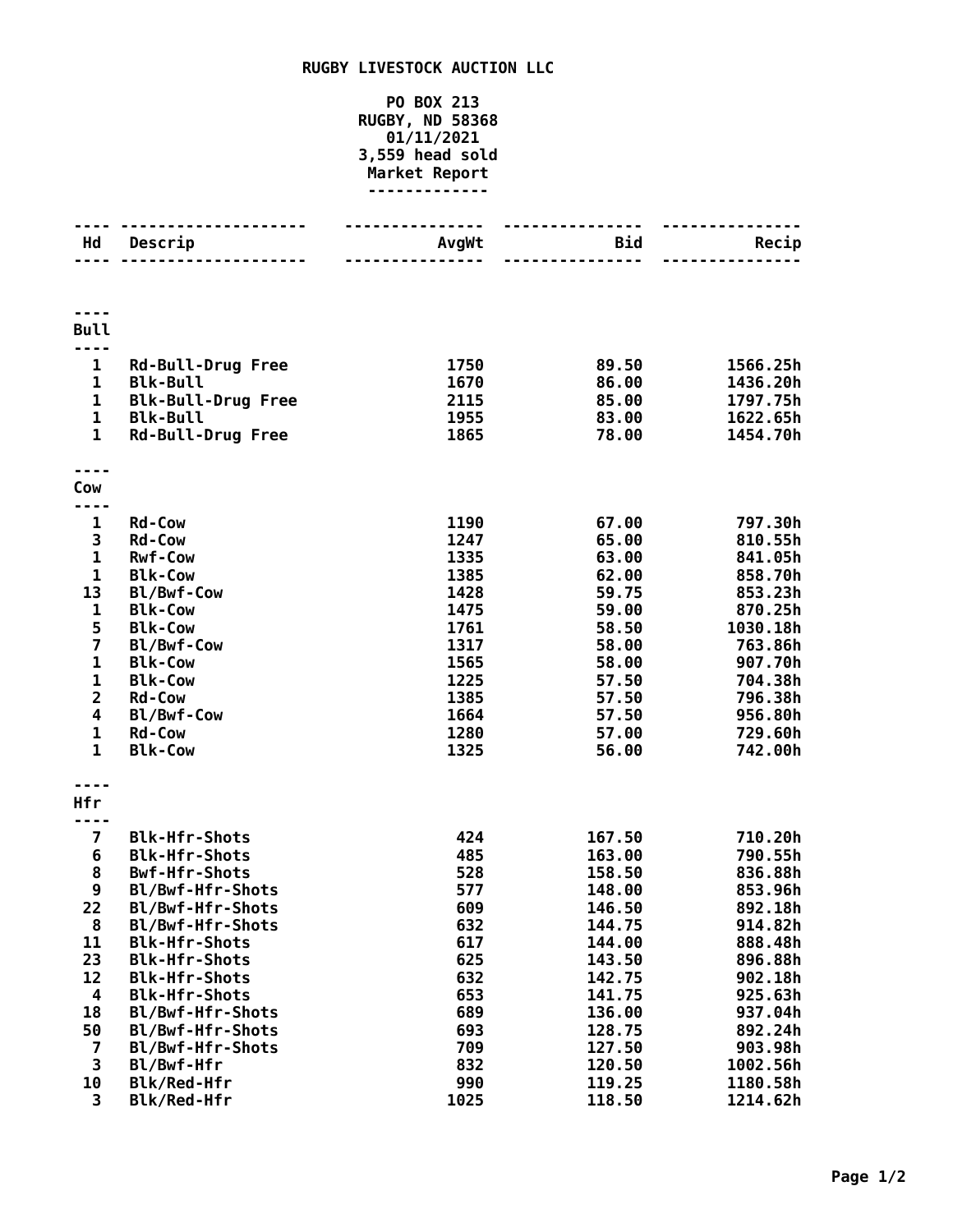# RUGBY LIVESTOCK AUCTION LLC

PO BOX 213
RUGBY, ND 58368
01/11/2021
3,559 head sold
Market Report

| Hd | Descrip | AvgWt | Bid | Recip |
|---|---|---|---|---|
| **Bull** | | | | |
| 1 | Rd-Bull-Drug Free | 1750 | 89.50 | 1566.25h |
| 1 | Blk-Bull | 1670 | 86.00 | 1436.20h |
| 1 | Blk-Bull-Drug Free | 2115 | 85.00 | 1797.75h |
| 1 | Blk-Bull | 1955 | 83.00 | 1622.65h |
| 1 | Rd-Bull-Drug Free | 1865 | 78.00 | 1454.70h |
| **Cow** | | | | |
| 1 | Rd-Cow | 1190 | 67.00 | 797.30h |
| 3 | Rd-Cow | 1247 | 65.00 | 810.55h |
| 1 | Rwf-Cow | 1335 | 63.00 | 841.05h |
| 1 | Blk-Cow | 1385 | 62.00 | 858.70h |
| 13 | Bl/Bwf-Cow | 1428 | 59.75 | 853.23h |
| 1 | Blk-Cow | 1475 | 59.00 | 870.25h |
| 5 | Blk-Cow | 1761 | 58.50 | 1030.18h |
| 7 | Bl/Bwf-Cow | 1317 | 58.00 | 763.86h |
| 1 | Blk-Cow | 1565 | 58.00 | 907.70h |
| 1 | Blk-Cow | 1225 | 57.50 | 704.38h |
| 2 | Rd-Cow | 1385 | 57.50 | 796.38h |
| 4 | Bl/Bwf-Cow | 1664 | 57.50 | 956.80h |
| 1 | Rd-Cow | 1280 | 57.00 | 729.60h |
| 1 | Blk-Cow | 1325 | 56.00 | 742.00h |
| **Hfr** | | | | |
| 7 | Blk-Hfr-Shots | 424 | 167.50 | 710.20h |
| 6 | Blk-Hfr-Shots | 485 | 163.00 | 790.55h |
| 8 | Bwf-Hfr-Shots | 528 | 158.50 | 836.88h |
| 9 | Bl/Bwf-Hfr-Shots | 577 | 148.00 | 853.96h |
| 22 | Bl/Bwf-Hfr-Shots | 609 | 146.50 | 892.18h |
| 8 | Bl/Bwf-Hfr-Shots | 632 | 144.75 | 914.82h |
| 11 | Blk-Hfr-Shots | 617 | 144.00 | 888.48h |
| 23 | Blk-Hfr-Shots | 625 | 143.50 | 896.88h |
| 12 | Blk-Hfr-Shots | 632 | 142.75 | 902.18h |
| 4 | Blk-Hfr-Shots | 653 | 141.75 | 925.63h |
| 18 | Bl/Bwf-Hfr-Shots | 689 | 136.00 | 937.04h |
| 50 | Bl/Bwf-Hfr-Shots | 693 | 128.75 | 892.24h |
| 7 | Bl/Bwf-Hfr-Shots | 709 | 127.50 | 903.98h |
| 3 | Bl/Bwf-Hfr | 832 | 120.50 | 1002.56h |
| 10 | Blk/Red-Hfr | 990 | 119.25 | 1180.58h |
| 3 | Blk/Red-Hfr | 1025 | 118.50 | 1214.62h |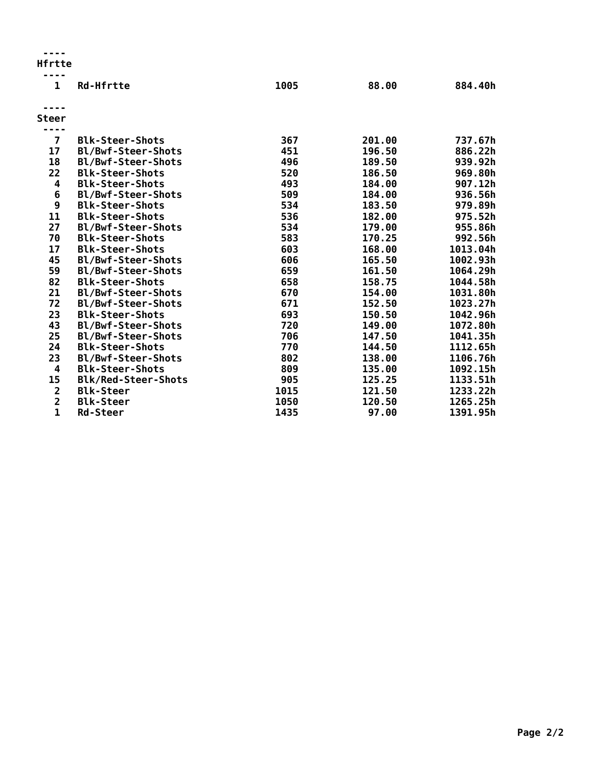----
Hfrtte
----

| | | | | |
|---|---|---|---|---|
| 1 | Rd-Hfrtte | 1005 | 88.00 | 884.40h |

----
Steer
----

| | | | | |
|---|---|---|---|---|
| 7 | Blk-Steer-Shots | 367 | 201.00 | 737.67h |
| 17 | Bl/Bwf-Steer-Shots | 451 | 196.50 | 886.22h |
| 18 | Bl/Bwf-Steer-Shots | 496 | 189.50 | 939.92h |
| 22 | Blk-Steer-Shots | 520 | 186.50 | 969.80h |
| 4 | Blk-Steer-Shots | 493 | 184.00 | 907.12h |
| 6 | Bl/Bwf-Steer-Shots | 509 | 184.00 | 936.56h |
| 9 | Blk-Steer-Shots | 534 | 183.50 | 979.89h |
| 11 | Blk-Steer-Shots | 536 | 182.00 | 975.52h |
| 27 | Bl/Bwf-Steer-Shots | 534 | 179.00 | 955.86h |
| 70 | Blk-Steer-Shots | 583 | 170.25 | 992.56h |
| 17 | Blk-Steer-Shots | 603 | 168.00 | 1013.04h |
| 45 | Bl/Bwf-Steer-Shots | 606 | 165.50 | 1002.93h |
| 59 | Bl/Bwf-Steer-Shots | 659 | 161.50 | 1064.29h |
| 82 | Blk-Steer-Shots | 658 | 158.75 | 1044.58h |
| 21 | Bl/Bwf-Steer-Shots | 670 | 154.00 | 1031.80h |
| 72 | Bl/Bwf-Steer-Shots | 671 | 152.50 | 1023.27h |
| 23 | Blk-Steer-Shots | 693 | 150.50 | 1042.96h |
| 43 | Bl/Bwf-Steer-Shots | 720 | 149.00 | 1072.80h |
| 25 | Bl/Bwf-Steer-Shots | 706 | 147.50 | 1041.35h |
| 24 | Blk-Steer-Shots | 770 | 144.50 | 1112.65h |
| 23 | Bl/Bwf-Steer-Shots | 802 | 138.00 | 1106.76h |
| 4 | Blk-Steer-Shots | 809 | 135.00 | 1092.15h |
| 15 | Blk/Red-Steer-Shots | 905 | 125.25 | 1133.51h |
| 2 | Blk-Steer | 1015 | 121.50 | 1233.22h |
| 2 | Blk-Steer | 1050 | 120.50 | 1265.25h |
| 1 | Rd-Steer | 1435 | 97.00 | 1391.95h |